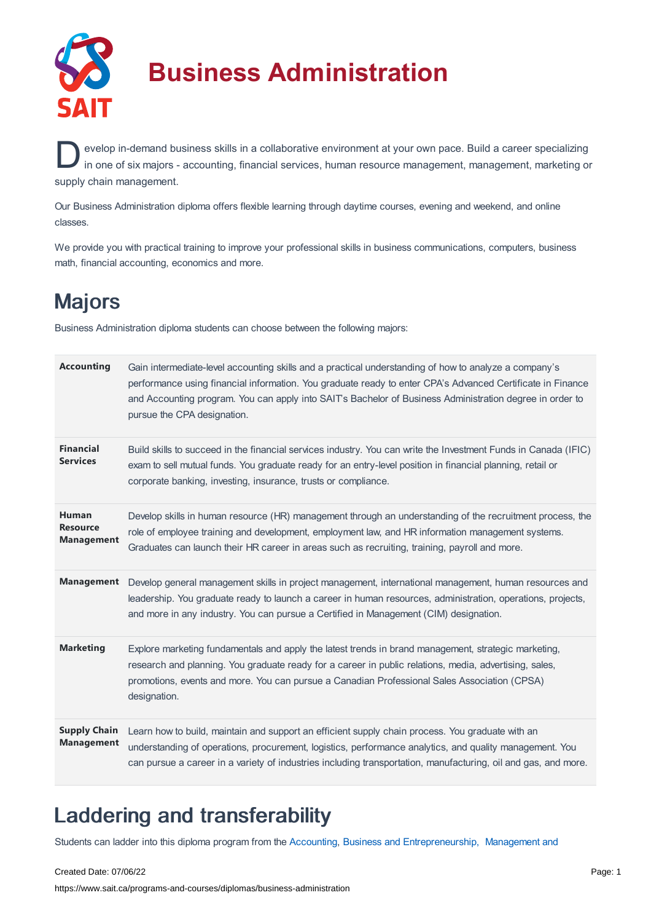# Business Administration

Develop in-demand business skills in a collaborative environment at your own pace. Build a career specializing in one of six majors - accounting, financial services, human resource management, management, marketing or supply chain management.

Our Business Administration diploma offers flexible learning through daytime courses, evening and weekend, and online classes.

We provide you with practical training to improve your professional skills in business communications, computers, business math, financial accounting, economics and more.

## Majors

Business Administration diploma students can choose between the following majors:

| | |
|---|---|
| **Accounting** | Gain intermediate-level accounting skills and a practical understanding of how to analyze a company's performance using financial information. You graduate ready to enter CPA's Advanced Certificate in Finance and Accounting program. You can apply into SAIT's Bachelor of Business Administration degree in order to pursue the CPA designation. |
| **Financial Services** | Build skills to succeed in the financial services industry. You can write the Investment Funds in Canada (IFIC) exam to sell mutual funds. You graduate ready for an entry-level position in financial planning, retail or corporate banking, investing, insurance, trusts or compliance. |
| **Human Resource Management** | Develop skills in human resource (HR) management through an understanding of the recruitment process, the role of employee training and development, employment law, and HR information management systems. Graduates can launch their HR career in areas such as recruiting, training, payroll and more. |
| **Management** | Develop general management skills in project management, international management, human resources and leadership. You graduate ready to launch a career in human resources, administration, operations, projects, and more in any industry. You can pursue a Certified in Management (CIM) designation. |
| **Marketing** | Explore marketing fundamentals and apply the latest trends in brand management, strategic marketing, research and planning. You graduate ready for a career in public relations, media, advertising, sales, promotions, events and more. You can pursue a Canadian Professional Sales Association (CPSA) designation. |
| **Supply Chain Management** | Learn how to build, maintain and support an efficient supply chain process. You graduate with an understanding of operations, procurement, logistics, performance analytics, and quality management. You can pursue a career in a variety of industries including transportation, manufacturing, oil and gas, and more. |

## Laddering and transferability

Students can ladder into this diploma program from the Accounting, Business and Entrepreneurship, Management and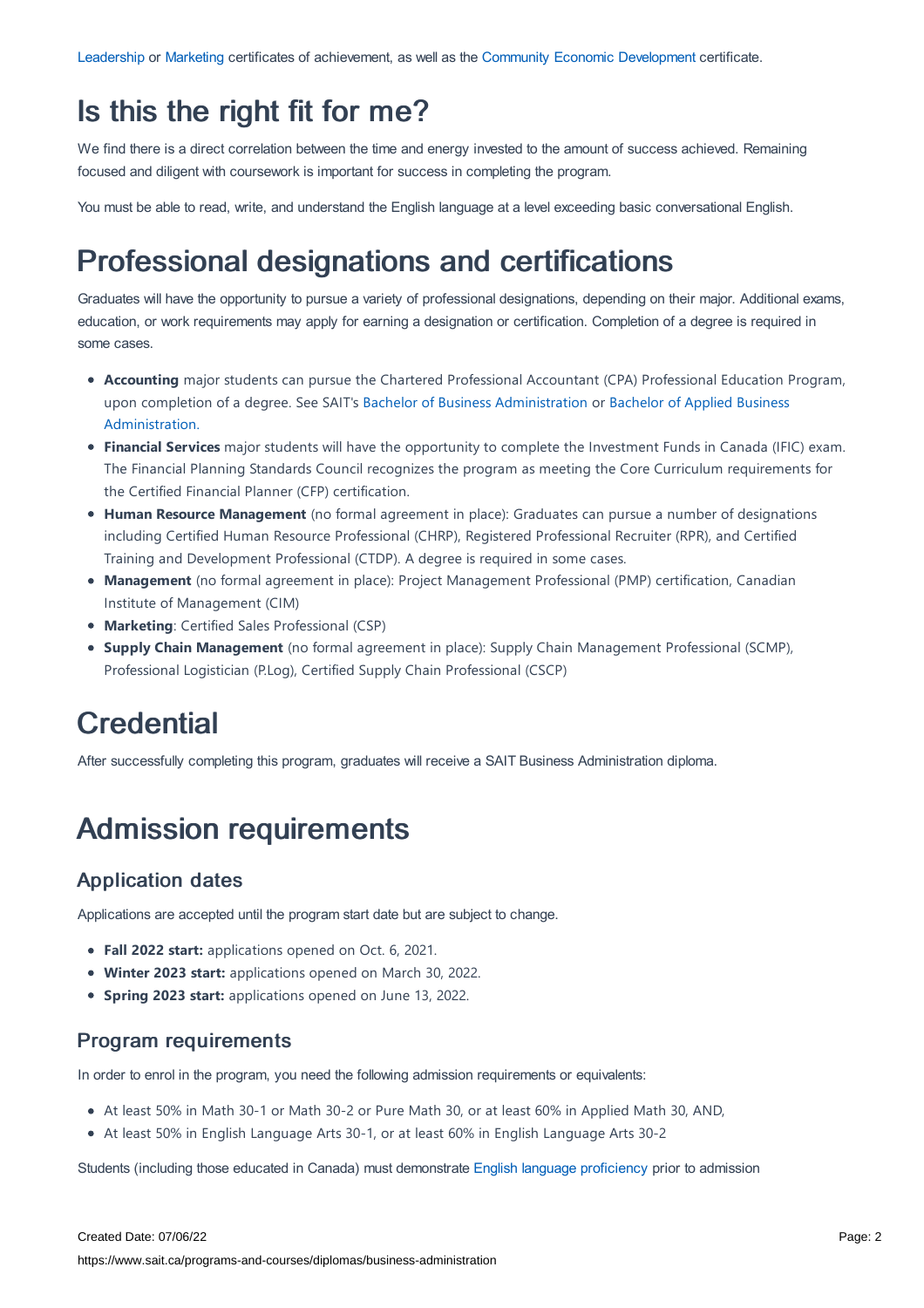Leadership or Marketing certificates of achievement, as well as the Community Economic Development certificate.

# Is this the right fit for me?

We find there is a direct correlation between the time and energy invested to the amount of success achieved. Remaining focused and diligent with coursework is important for success in completing the program.

You must be able to read, write, and understand the English language at a level exceeding basic conversational English.

# Professional designations and certifications

Graduates will have the opportunity to pursue a variety of professional designations, depending on their major. Additional exams, education, or work requirements may apply for earning a designation or certification. Completion of a degree is required in some cases.

- **Accounting** major students can pursue the Chartered Professional Accountant (CPA) Professional Education Program, upon completion of a degree. See SAIT's Bachelor of Business Administration or Bachelor of Applied Business Administration.
- **Financial Services** major students will have the opportunity to complete the Investment Funds in Canada (IFIC) exam. The Financial Planning Standards Council recognizes the program as meeting the Core Curriculum requirements for the Certified Financial Planner (CFP) certification.
- **Human Resource Management** (no formal agreement in place): Graduates can pursue a number of designations including Certified Human Resource Professional (CHRP), Registered Professional Recruiter (RPR), and Certified Training and Development Professional (CTDP). A degree is required in some cases.
- **Management** (no formal agreement in place): Project Management Professional (PMP) certification, Canadian Institute of Management (CIM)
- **Marketing**: Certified Sales Professional (CSP)
- **Supply Chain Management** (no formal agreement in place): Supply Chain Management Professional (SCMP), Professional Logistician (P.Log), Certified Supply Chain Professional (CSCP)

# Credential

After successfully completing this program, graduates will receive a SAIT Business Administration diploma.

# Admission requirements

## Application dates

Applications are accepted until the program start date but are subject to change.

- **Fall 2022 start:** applications opened on Oct. 6, 2021.
- **Winter 2023 start:** applications opened on March 30, 2022.
- **Spring 2023 start:** applications opened on June 13, 2022.

## Program requirements

In order to enrol in the program, you need the following admission requirements or equivalents:

- At least 50% in Math 30-1 or Math 30-2 or Pure Math 30, or at least 60% in Applied Math 30, AND,
- At least 50% in English Language Arts 30-1, or at least 60% in English Language Arts 30-2

Students (including those educated in Canada) must demonstrate English language proficiency prior to admission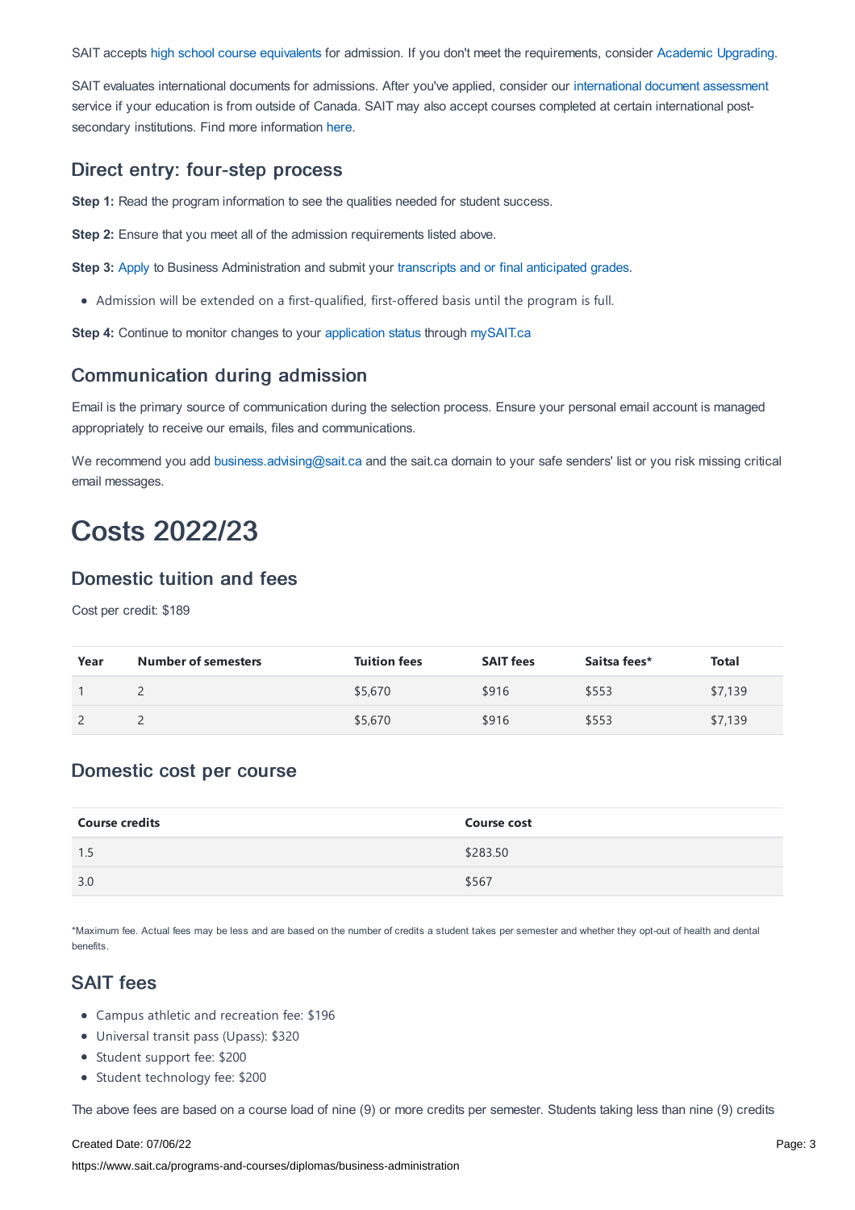SAIT accepts high school course equivalents for admission. If you don't meet the requirements, consider Academic Upgrading.

SAIT evaluates international documents for admissions. After you've applied, consider our international document assessment service if your education is from outside of Canada. SAIT may also accept courses completed at certain international post-secondary institutions. Find more information here.

### Direct entry: four-step process

**Step 1:** Read the program information to see the qualities needed for student success.

**Step 2:** Ensure that you meet all of the admission requirements listed above.

**Step 3:** Apply to Business Administration and submit your transcripts and or final anticipated grades.

- Admission will be extended on a first-qualified, first-offered basis until the program is full.

**Step 4:** Continue to monitor changes to your application status through mySAIT.ca

### Communication during admission

Email is the primary source of communication during the selection process. Ensure your personal email account is managed appropriately to receive our emails, files and communications.

We recommend you add business.advising@sait.ca and the sait.ca domain to your safe senders' list or you risk missing critical email messages.

# Costs 2022/23

### Domestic tuition and fees

Cost per credit: $189

| Year | Number of semesters | Tuition fees | SAIT fees | Saitsa fees* | Total |
|---|---|---|---|---|---|
| 1 | 2 | $5,670 | $916 | $553 | $7,139 |
| 2 | 2 | $5,670 | $916 | $553 | $7,139 |

### Domestic cost per course

| Course credits | Course cost |
|---|---|
| 1.5 | $283.50 |
| 3.0 | $567 |

*Maximum fee. Actual fees may be less and are based on the number of credits a student takes per semester and whether they opt-out of health and dental benefits.

### SAIT fees

- Campus athletic and recreation fee: $196
- Universal transit pass (Upass): $320
- Student support fee: $200
- Student technology fee: $200

The above fees are based on a course load of nine (9) or more credits per semester. Students taking less than nine (9) credits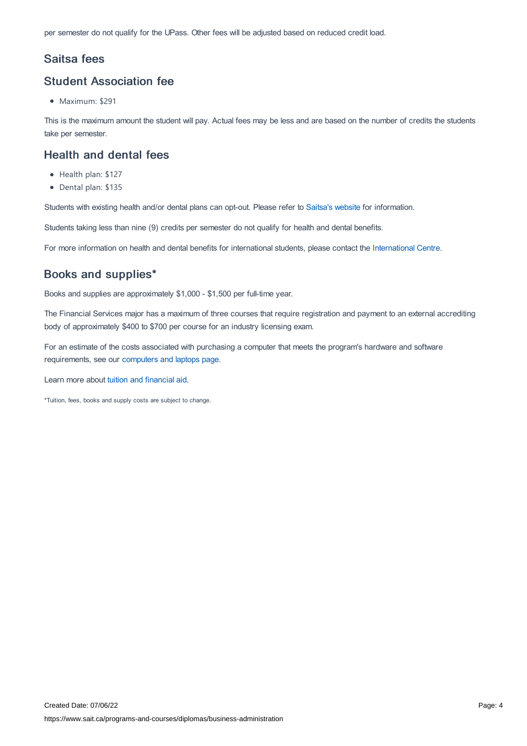per semester do not qualify for the UPass. Other fees will be adjusted based on reduced credit load.

## Saitsa fees

## Student Association fee

- Maximum: $291

This is the maximum amount the student will pay. Actual fees may be less and are based on the number of credits the students take per semester.

## Health and dental fees

- Health plan: $127
- Dental plan: $135

Students with existing health and/or dental plans can opt-out. Please refer to Saitsa's website for information.

Students taking less than nine (9) credits per semester do not qualify for health and dental benefits.

For more information on health and dental benefits for international students, please contact the International Centre.

## Books and supplies*

Books and supplies are approximately $1,000 - $1,500 per full-time year.

The Financial Services major has a maximum of three courses that require registration and payment to an external accrediting body of approximately $400 to $700 per course for an industry licensing exam.

For an estimate of the costs associated with purchasing a computer that meets the program's hardware and software requirements, see our computers and laptops page.

Learn more about tuition and financial aid.

*Tuition, fees, books and supply costs are subject to change.